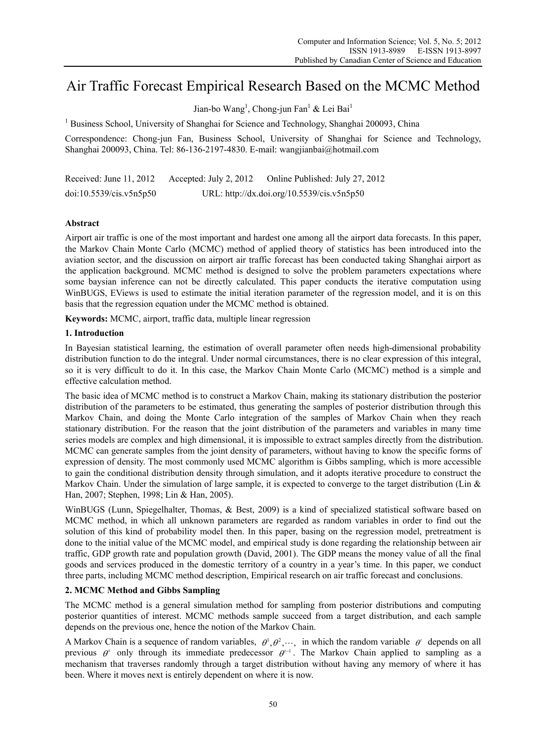# Air Traffic Forecast Empirical Research Based on the MCMC Method

Jian-bo Wang[1], Chong-jun Fan[1] & Lei Bai[1]

[1] Business School, University of Shanghai for Science and Technology, Shanghai 200093, China

Correspondence: Chong-jun Fan, Business School, University of Shanghai for Science and Technology, Shanghai 200093, China. Tel: 86-136-2197-4830. E-mail: wangjianbai@hotmail.com

Received: June 11, 2012 Accepted: July 2, 2012 Online Published: July 27, 2012

doi:10.5539/cis.v5n5p50 URL: http://dx.doi.org/10.5539/cis.v5n5p50

## Abstract

Airport air traffic is one of the most important and hardest one among all the airport data forecasts. In this paper, the Markov Chain Monte Carlo (MCMC) method of applied theory of statistics has been introduced into the aviation sector, and the discussion on airport air traffic forecast has been conducted taking Shanghai airport as the application background. MCMC method is designed to solve the problem parameters expectations where some baysian inference can not be directly calculated. This paper conducts the iterative computation using WinBUGS, EViews is used to estimate the initial iteration parameter of the regression model, and it is on this basis that the regression equation under the MCMC method is obtained.

**Keywords:** MCMC, airport, traffic data, multiple linear regression

## 1. Introduction

In Bayesian statistical learning, the estimation of overall parameter often needs high-dimensional probability distribution function to do the integral. Under normal circumstances, there is no clear expression of this integral, so it is very difficult to do it. In this case, the Markov Chain Monte Carlo (MCMC) method is a simple and effective calculation method.

The basic idea of MCMC method is to construct a Markov Chain, making its stationary distribution the posterior distribution of the parameters to be estimated, thus generating the samples of posterior distribution through this Markov Chain, and doing the Monte Carlo integration of the samples of Markov Chain when they reach stationary distribution. For the reason that the joint distribution of the parameters and variables in many time series models are complex and high dimensional, it is impossible to extract samples directly from the distribution. MCMC can generate samples from the joint density of parameters, without having to know the specific forms of expression of density. The most commonly used MCMC algorithm is Gibbs sampling, which is more accessible to gain the conditional distribution density through simulation, and it adopts iterative procedure to construct the Markov Chain. Under the simulation of large sample, it is expected to converge to the target distribution (Lin & Han, 2007; Stephen, 1998; Lin & Han, 2005).

WinBUGS (Lunn, Spiegelhalter, Thomas, & Best, 2009) is a kind of specialized statistical software based on MCMC method, in which all unknown parameters are regarded as random variables in order to find out the solution of this kind of probability model then. In this paper, basing on the regression model, pretreatment is done to the initial value of the MCMC model, and empirical study is done regarding the relationship between air traffic, GDP growth rate and population growth (David, 2001). The GDP means the money value of all the final goods and services produced in the domestic territory of a country in a year's time. In this paper, we conduct three parts, including MCMC method description, Empirical research on air traffic forecast and conclusions.

## 2. MCMC Method and Gibbs Sampling

The MCMC method is a general simulation method for sampling from posterior distributions and computing posterior quantities of interest. MCMC methods sample succeed from a target distribution, and each sample depends on the previous one, hence the notion of the Markov Chain.

A Markov Chain is a sequence of random variables, $\theta^1, \theta^2, \cdots$, in which the random variable $\theta^t$ depends on all previous $\theta^s$ only through its immediate predecessor $\theta^{t-1}$. The Markov Chain applied to sampling as a mechanism that traverses randomly through a target distribution without having any memory of where it has been. Where it moves next is entirely dependent on where it is now.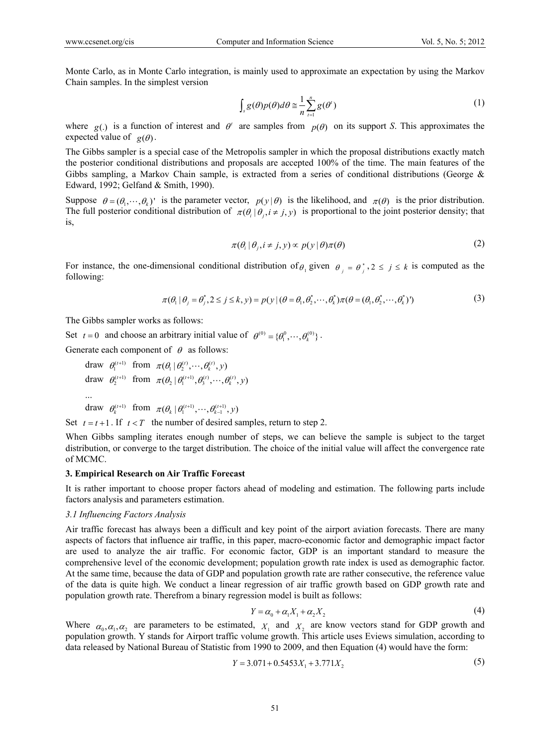Monte Carlo, as in Monte Carlo integration, is mainly used to approximate an expectation by using the Markov Chain samples. In the simplest version

$$\int_s g(\theta)p(\theta)d\theta \cong \frac{1}{n}\sum_{t=1}^{n} g(\theta^t) \tag{1}$$

where $g(.)$ is a function of interest and $\theta^t$ are samples from $p(\theta)$ on its support *S*. This approximates the expected value of $g(\theta)$.

The Gibbs sampler is a special case of the Metropolis sampler in which the proposal distributions exactly match the posterior conditional distributions and proposals are accepted 100% of the time. The main features of the Gibbs sampling, a Markov Chain sample, is extracted from a series of conditional distributions (George & Edward, 1992; Gelfand & Smith, 1990).

Suppose $\theta = (\theta_1, \cdots, \theta_k)'$ is the parameter vector, $p(y|\theta)$ is the likelihood, and $\pi(\theta)$ is the prior distribution. The full posterior conditional distribution of $\pi(\theta_i | \theta_j, i \neq j, y)$ is proportional to the joint posterior density; that is,

$$\pi(\theta_i | \theta_j, i \neq j, y) \propto p(y|\theta)\pi(\theta) \tag{2}$$

For instance, the one-dimensional conditional distribution of $\theta_1$ given $\theta_j = \theta_j^*, 2 \leq j \leq k$ is computed as the following:

$$\pi(\theta_1 | \theta_j = \theta_j^*, 2 \leq j \leq k, y) = p(y | (\theta = \theta_1, \theta_2^*, \cdots, \theta_k^*)\pi(\theta = (\theta_1, \theta_2^*, \cdots, \theta_k^*)') \tag{3}$$

The Gibbs sampler works as follows:

Set $t = 0$ and choose an arbitrary initial value of $\theta^{(0)} = \{\theta_1^0, \cdots, \theta_k^{(0)}\}$.

Generate each component of $\theta$ as follows:

draw $\theta_1^{(t+1)}$ from $\pi(\theta_1 | \theta_2^{(t)}, \cdots, \theta_k^{(t)}, y)$

draw $\theta_2^{(t+1)}$ from $\pi(\theta_2 | \theta_1^{(t+1)}, \theta_3^{(t)}, \cdots, \theta_k^{(t)}, y)$

...

draw $\theta_k^{(t+1)}$ from $\pi(\theta_k | \theta_1^{(t+1)}, \cdots, \theta_{k-1}^{(t+1)}, y)$

Set $t = t+1$. If $t < T$ the number of desired samples, return to step 2.

When Gibbs sampling iterates enough number of steps, we can believe the sample is subject to the target distribution, or converge to the target distribution. The choice of the initial value will affect the convergence rate of MCMC.

**3. Empirical Research on Air Traffic Forecast**

It is rather important to choose proper factors ahead of modeling and estimation. The following parts include factors analysis and parameters estimation.

*3.1 Influencing Factors Analysis*

Air traffic forecast has always been a difficult and key point of the airport aviation forecasts. There are many aspects of factors that influence air traffic, in this paper, macro-economic factor and demographic impact factor are used to analyze the air traffic. For economic factor, GDP is an important standard to measure the comprehensive level of the economic development; population growth rate index is used as demographic factor. At the same time, because the data of GDP and population growth rate are rather consecutive, the reference value of the data is quite high. We conduct a linear regression of air traffic growth based on GDP growth rate and population growth rate. Therefrom a binary regression model is built as follows:

$$Y = \alpha_0 + \alpha_1 X_1 + \alpha_2 X_2 \tag{4}$$

Where $\alpha_0, \alpha_1, \alpha_2$ are parameters to be estimated, $X_1$ and $X_2$ are know vectors stand for GDP growth and population growth. Y stands for Airport traffic volume growth. This article uses Eviews simulation, according to data released by National Bureau of Statistic from 1990 to 2009, and then Equation (4) would have the form:

$$Y = 3.071 + 0.5453X_1 + 3.771X_2 \tag{5}$$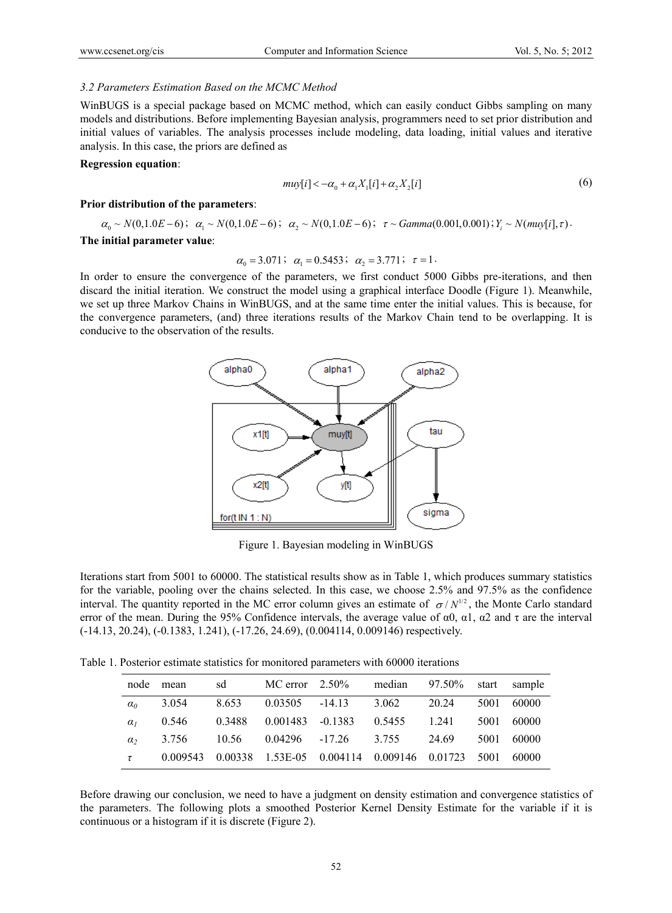### 3.2 Parameters Estimation Based on the MCMC Method

WinBUGS is a special package based on MCMC method, which can easily conduct Gibbs sampling on many models and distributions. Before implementing Bayesian analysis, programmers need to set prior distribution and initial values of variables. The analysis processes include modeling, data loading, initial values and iterative analysis. In this case, the priors are defined as

**Regression equation**:

$$muy[i] <- \alpha_0 + \alpha_1 X_1[i] + \alpha_2 X_2[i] \tag{6}$$

**Prior distribution of the parameters**:

$$\alpha_0 \sim N(0, 1.0E-6);\ \alpha_1 \sim N(0, 1.0E-6);\ \alpha_2 \sim N(0, 1.0E-6);\ \tau \sim Gamma(0.001, 0.001);\ Y_i \sim N(muy[i], \tau).$$

**The initial parameter value**:

$$\alpha_0 = 3.071;\ \alpha_1 = 0.5453;\ \alpha_2 = 3.771;\ \tau = 1.$$

In order to ensure the convergence of the parameters, we first conduct 5000 Gibbs pre-iterations, and then discard the initial iteration. We construct the model using a graphical interface Doodle (Figure 1). Meanwhile, we set up three Markov Chains in WinBUGS, and at the same time enter the initial values. This is because, for the convergence parameters, (and) three iterations results of the Markov Chain tend to be overlapping. It is conducive to the observation of the results.

Figure 1. Bayesian modeling in WinBUGS

Iterations start from 5001 to 60000. The statistical results show as in Table 1, which produces summary statistics for the variable, pooling over the chains selected. In this case, we choose 2.5% and 97.5% as the confidence interval. The quantity reported in the MC error column gives an estimate of $\sigma / N^{1/2}$, the Monte Carlo standard error of the mean. During the 95% Confidence intervals, the average value of α0, α1, α2 and τ are the interval (-14.13, 20.24), (-0.1383, 1.241), (-17.26, 24.69), (0.004114, 0.009146) respectively.

Table 1. Posterior estimate statistics for monitored parameters with 60000 iterations

| node | mean | sd | MC error | 2.50% | median | 97.50% | start | sample |
|---|---|---|---|---|---|---|---|---|
| $\alpha_0$ | 3.054 | 8.653 | 0.03505 | -14.13 | 3.062 | 20.24 | 5001 | 60000 |
| $\alpha_1$ | 0.546 | 0.3488 | 0.001483 | -0.1383 | 0.5455 | 1.241 | 5001 | 60000 |
| $\alpha_2$ | 3.756 | 10.56 | 0.04296 | -17.26 | 3.755 | 24.69 | 5001 | 60000 |
| $\tau$ | 0.009543 | 0.00338 | 1.53E-05 | 0.004114 | 0.009146 | 0.01723 | 5001 | 60000 |

Before drawing our conclusion, we need to have a judgment on density estimation and convergence statistics of the parameters. The following plots a smoothed Posterior Kernel Density Estimate for the variable if it is continuous or a histogram if it is discrete (Figure 2).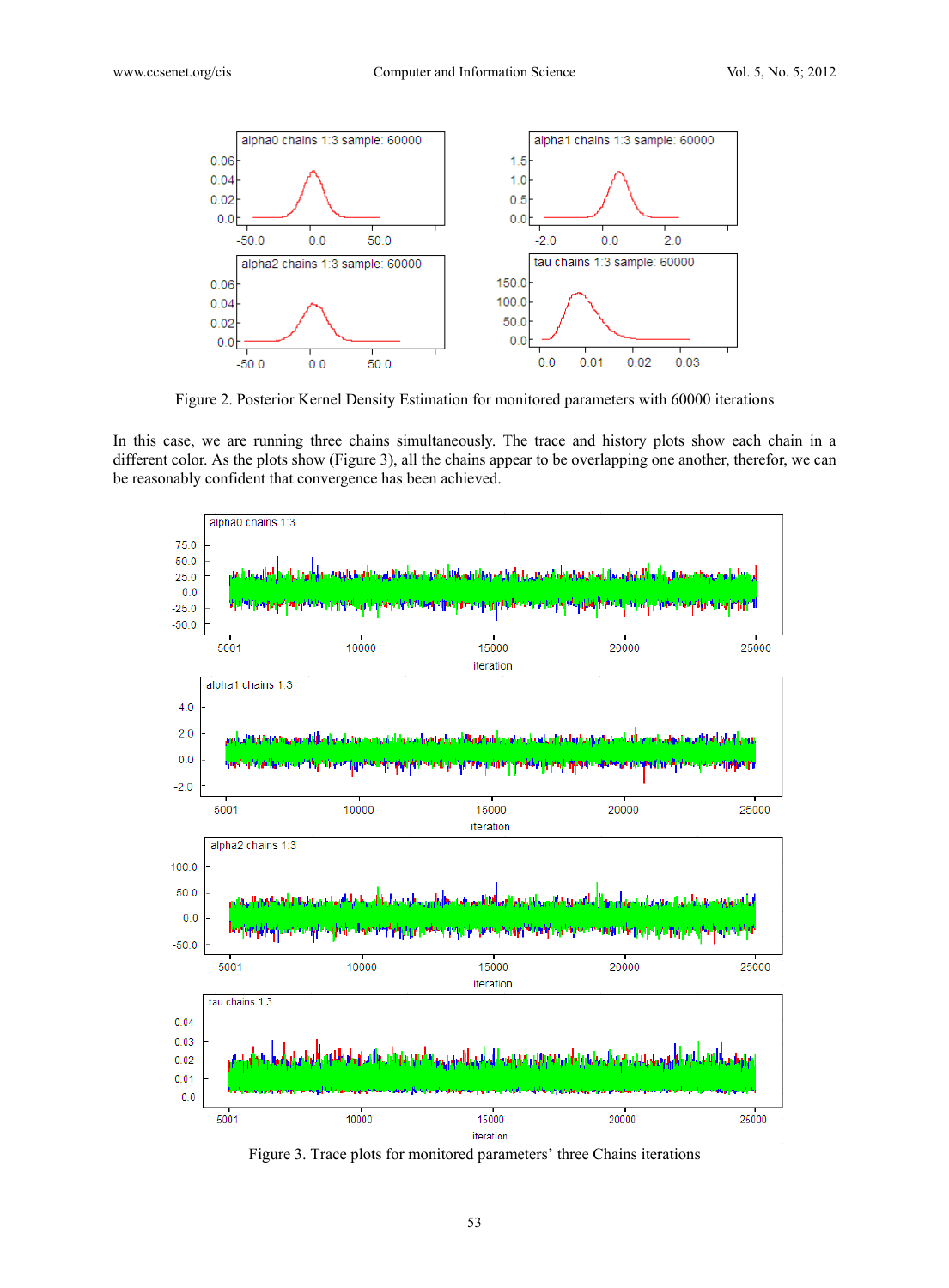Figure 2. Posterior Kernel Density Estimation for monitored parameters with 60000 iterations

In this case, we are running three chains simultaneously. The trace and history plots show each chain in a different color. As the plots show (Figure 3), all the chains appear to be overlapping one another, therefor, we can be reasonably confident that convergence has been achieved.

Figure 3. Trace plots for monitored parameters' three Chains iterations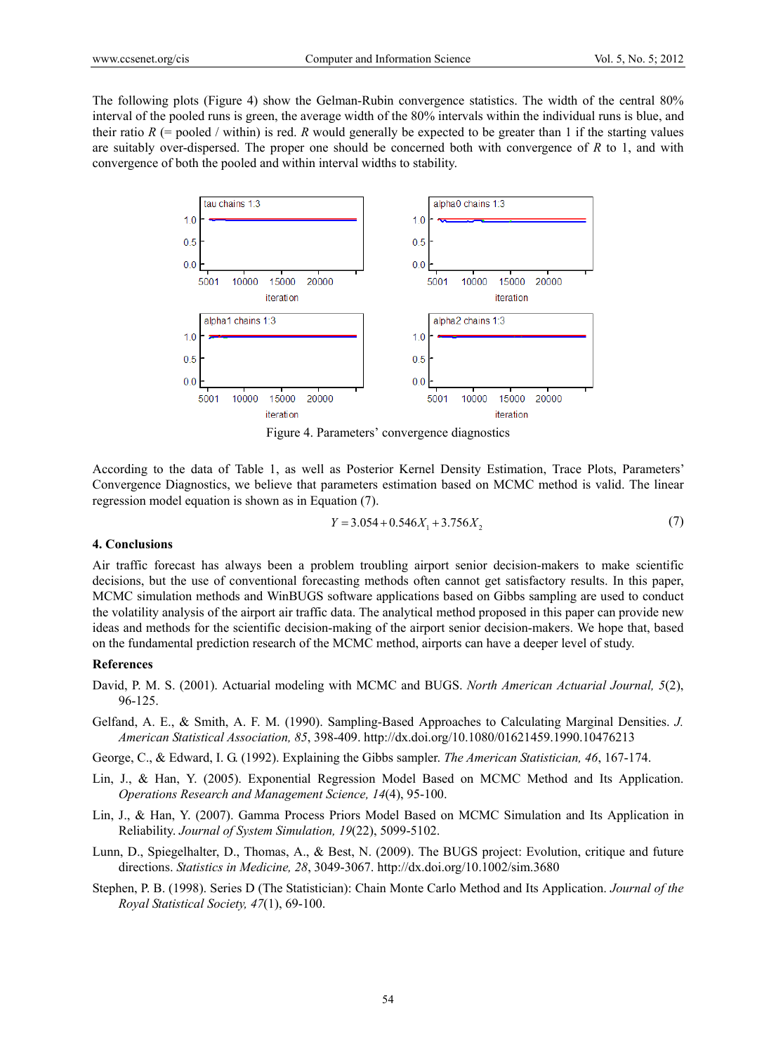The following plots (Figure 4) show the Gelman-Rubin convergence statistics. The width of the central 80% interval of the pooled runs is green, the average width of the 80% intervals within the individual runs is blue, and their ratio $R$ (= pooled / within) is red. $R$ would generally be expected to be greater than 1 if the starting values are suitably over-dispersed. The proper one should be concerned both with convergence of $R$ to 1, and with convergence of both the pooled and within interval widths to stability.

tau chains 1:3
1.0
0.5
0.0
5001 10000 15000 20000
iteration

alpha0 chains 1:3
1.0
0.5
0.0
5001 10000 15000 20000
iteration

alpha1 chains 1:3
1.0
0.5
0.0
5001 10000 15000 20000
iteration

alpha2 chains 1:3
1.0
0.5
0.0
5001 10000 15000 20000
iteration

Figure 4. Parameters' convergence diagnostics

According to the data of Table 1, as well as Posterior Kernel Density Estimation, Trace Plots, Parameters' Convergence Diagnostics, we believe that parameters estimation based on MCMC method is valid. The linear regression model equation is shown as in Equation (7).

$$Y = 3.054 + 0.546X_1 + 3.756X_2 \tag{7}$$

## 4. Conclusions

Air traffic forecast has always been a problem troubling airport senior decision-makers to make scientific decisions, but the use of conventional forecasting methods often cannot get satisfactory results. In this paper, MCMC simulation methods and WinBUGS software applications based on Gibbs sampling are used to conduct the volatility analysis of the airport air traffic data. The analytical method proposed in this paper can provide new ideas and methods for the scientific decision-making of the airport senior decision-makers. We hope that, based on the fundamental prediction research of the MCMC method, airports can have a deeper level of study.

## References

David, P. M. S. (2001). Actuarial modeling with MCMC and BUGS. *North American Actuarial Journal, 5*(2), 96-125.

Gelfand, A. E., & Smith, A. F. M. (1990). Sampling-Based Approaches to Calculating Marginal Densities. *J. American Statistical Association, 85*, 398-409. http://dx.doi.org/10.1080/01621459.1990.10476213

George, C., & Edward, I. G. (1992). Explaining the Gibbs sampler. *The American Statistician, 46*, 167-174.

Lin, J., & Han, Y. (2005). Exponential Regression Model Based on MCMC Method and Its Application. *Operations Research and Management Science, 14*(4), 95-100.

Lin, J., & Han, Y. (2007). Gamma Process Priors Model Based on MCMC Simulation and Its Application in Reliability. *Journal of System Simulation, 19*(22), 5099-5102.

Lunn, D., Spiegelhalter, D., Thomas, A., & Best, N. (2009). The BUGS project: Evolution, critique and future directions. *Statistics in Medicine, 28*, 3049-3067. http://dx.doi.org/10.1002/sim.3680

Stephen, P. B. (1998). Series D (The Statistician): Chain Monte Carlo Method and Its Application. *Journal of the Royal Statistical Society, 47*(1), 69-100.